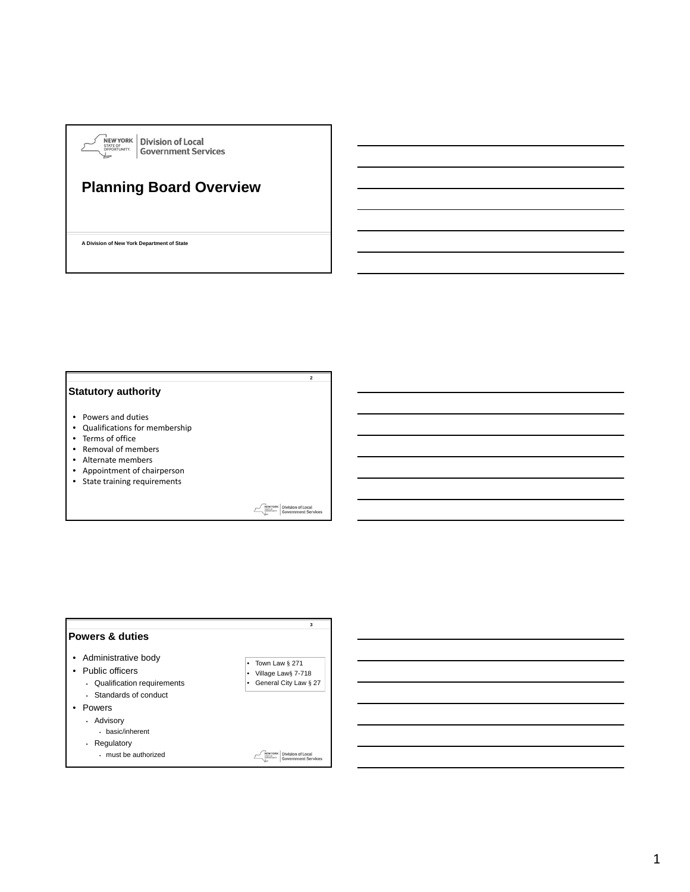Division of Local Government Services

# Planning Board Overview

A Division of New York Department of State

## Statutory authority

- Powers and duties
- Qualifications for membership
- Terms of office
- Removal of members
- Alternate members
- Appointment of chairperson
- State training requirements

## Powers & duties

- Administrative body
- Public officers
  - Qualification requirements
  - Standards of conduct
- Powers
  - Advisory
    - basic/inherent
  - Regulatory
    - must be authorized

- Town Law § 271
- Village Law§ 7-718
- General City Law § 27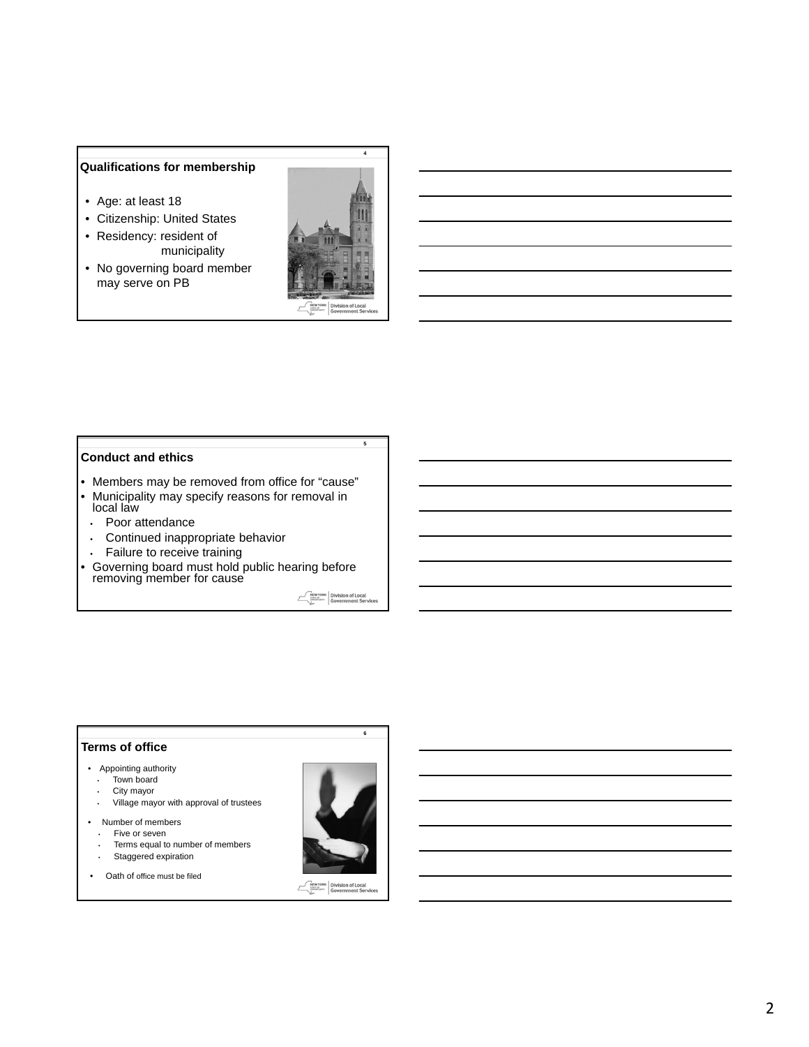## Qualifications for membership

- Age: at least 18
- Citizenship: United States
- Residency: resident of municipality
- No governing board member may serve on PB

## Conduct and ethics

- Members may be removed from office for "cause"
- Municipality may specify reasons for removal in local law
  - Poor attendance
  - Continued inappropriate behavior
  - Failure to receive training
- Governing board must hold public hearing before removing member for cause

## Terms of office

- Appointing authority
  - Town board
  - City mayor
  - Village mayor with approval of trustees
- Number of members
  - Five or seven
  - Terms equal to number of members
  - Staggered expiration
- Oath of office must be filed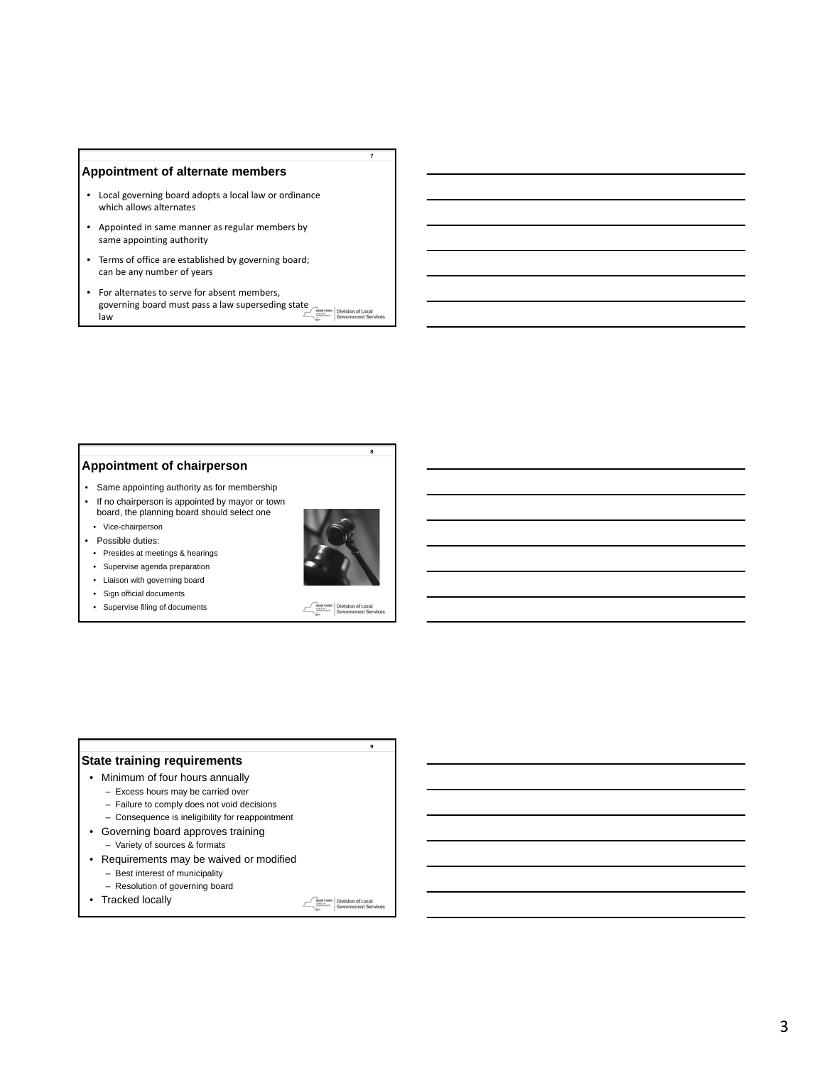## Appointment of alternate members

- Local governing board adopts a local law or ordinance which allows alternates
- Appointed in same manner as regular members by same appointing authority
- Terms of office are established by governing board; can be any number of years
- For alternates to serve for absent members, governing board must pass a law superseding state law

## Appointment of chairperson

- Same appointing authority as for membership
- If no chairperson is appointed by mayor or town board, the planning board should select one
  - Vice-chairperson
- Possible duties:
  - Presides at meetings & hearings
  - Supervise agenda preparation
  - Liaison with governing board
  - Sign official documents
  - Supervise filing of documents

## State training requirements

- Minimum of four hours annually
  - Excess hours may be carried over
  - Failure to comply does not void decisions
  - Consequence is ineligibility for reappointment
- Governing board approves training
  - Variety of sources & formats
- Requirements may be waived or modified
  - Best interest of municipality
  - Resolution of governing board
- Tracked locally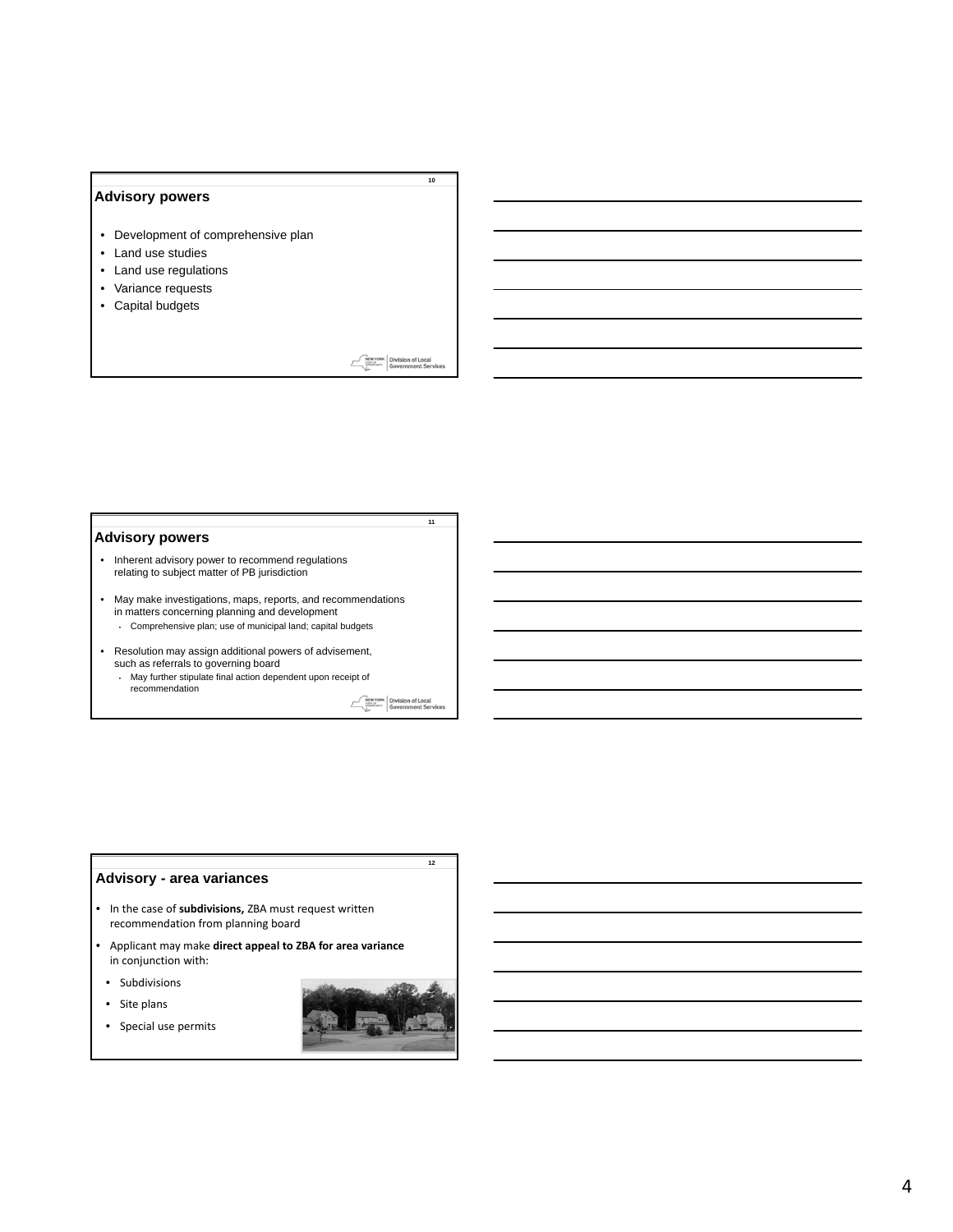## Advisory powers

- Development of comprehensive plan
- Land use studies
- Land use regulations
- Variance requests
- Capital budgets

## Advisory powers

- Inherent advisory power to recommend regulations relating to subject matter of PB jurisdiction
- May make investigations, maps, reports, and recommendations in matters concerning planning and development
  - Comprehensive plan; use of municipal land; capital budgets
- Resolution may assign additional powers of advisement, such as referrals to governing board
  - May further stipulate final action dependent upon receipt of recommendation

## Advisory - area variances

- In the case of **subdivisions,** ZBA must request written recommendation from planning board
- Applicant may make **direct appeal to ZBA for area variance** in conjunction with:
  - Subdivisions
  - Site plans
  - Special use permits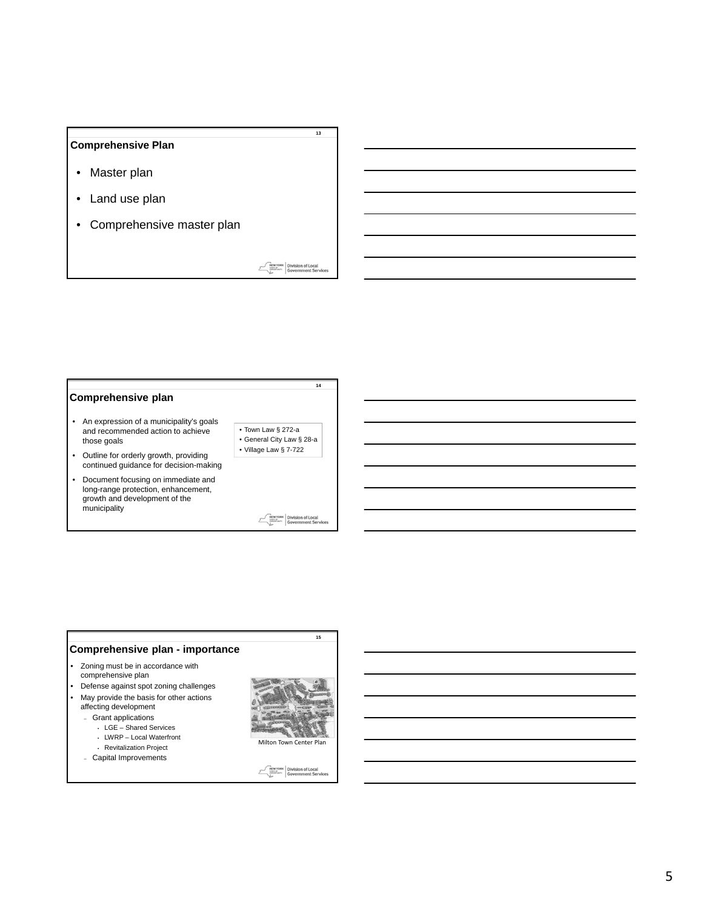## Comprehensive Plan

- Master plan
- Land use plan
- Comprehensive master plan

## Comprehensive plan

- An expression of a municipality's goals and recommended action to achieve those goals
- Outline for orderly growth, providing continued guidance for decision-making
- Document focusing on immediate and long-range protection, enhancement, growth and development of the municipality

- Town Law § 272-a
- General City Law § 28-a
- Village Law § 7-722

## Comprehensive plan - importance

- Zoning must be in accordance with comprehensive plan
- Defense against spot zoning challenges
- May provide the basis for other actions affecting development
  - Grant applications
    - LGE – Shared Services
    - LWRP – Local Waterfront
    - Revitalization Project
  - Capital Improvements

Milton Town Center Plan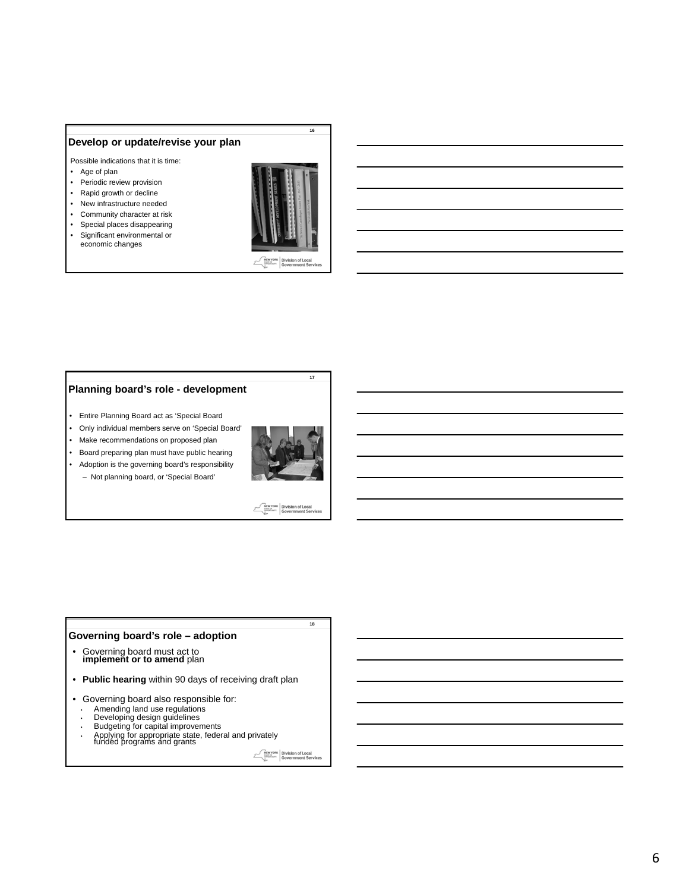## Develop or update/revise your plan

Possible indications that it is time:

- Age of plan
- Periodic review provision
- Rapid growth or decline
- New infrastructure needed
- Community character at risk
- Special places disappearing
- Significant environmental or economic changes

## Planning board's role - development

- Entire Planning Board act as 'Special Board
- Only individual members serve on 'Special Board'
- Make recommendations on proposed plan
- Board preparing plan must have public hearing
- Adoption is the governing board's responsibility
  - Not planning board, or 'Special Board'

## Governing board's role – adoption

- Governing board must act to **implement or to amend** plan
- **Public hearing** within 90 days of receiving draft plan
- Governing board also responsible for:
  - Amending land use regulations
  - Developing design guidelines
  - Budgeting for capital improvements
  - Applying for appropriate state, federal and privately funded programs and grants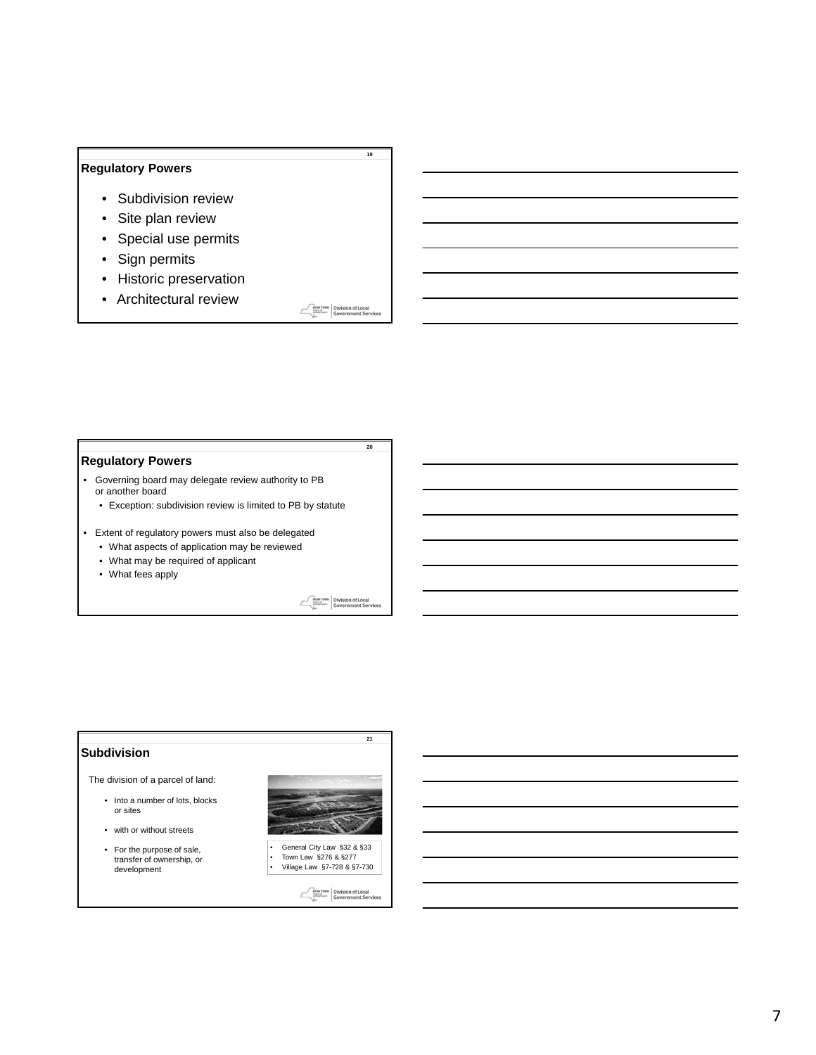## Regulatory Powers

- Subdivision review
- Site plan review
- Special use permits
- Sign permits
- Historic preservation
- Architectural review

## Regulatory Powers

- Governing board may delegate review authority to PB or another board
  - Exception: subdivision review is limited to PB by statute
- Extent of regulatory powers must also be delegated
  - What aspects of application may be reviewed
  - What may be required of applicant
  - What fees apply

## Subdivision

The division of a parcel of land:

- Into a number of lots, blocks or sites
- with or without streets
- For the purpose of sale, transfer of ownership, or development

- General City Law §32 & §33
- Town Law §276 & §277
- Village Law §7-728 & §7-730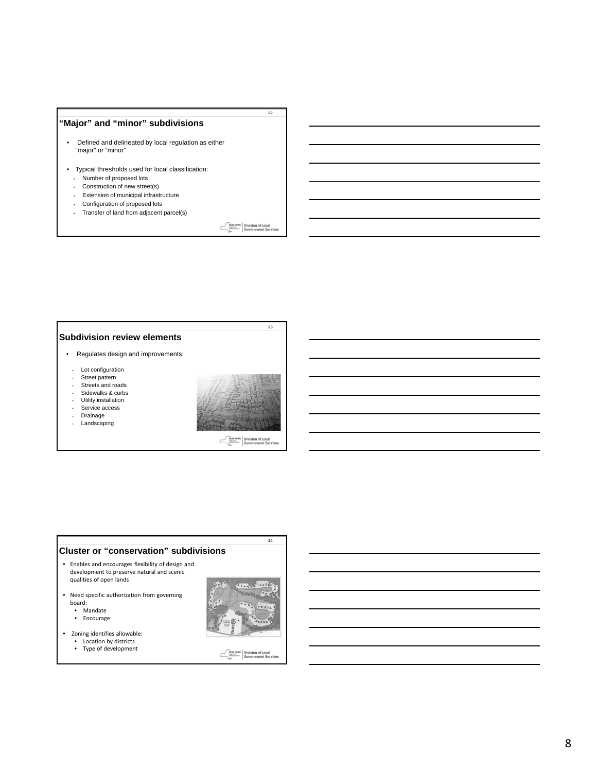## "Major" and "minor" subdivisions

- Defined and delineated by local regulation as either "major" or "minor"
- Typical thresholds used for local classification:
  - Number of proposed lots
  - Construction of new street(s)
  - Extension of municipal infrastructure
  - Configuration of proposed lots
  - Transfer of land from adjacent parcel(s)

## Subdivision review elements

- Regulates design and improvements:
  - Lot configuration
  - Street pattern
  - Streets and roads
  - Sidewalks & curbs
  - Utility installation
  - Service access
  - Drainage
  - Landscaping

## Cluster or "conservation" subdivisions

- Enables and encourages flexibility of design and development to preserve natural and scenic qualities of open lands
- Need specific authorization from governing board:
  - Mandate
  - Encourage
- Zoning identifies allowable:
  - Location by districts
  - Type of development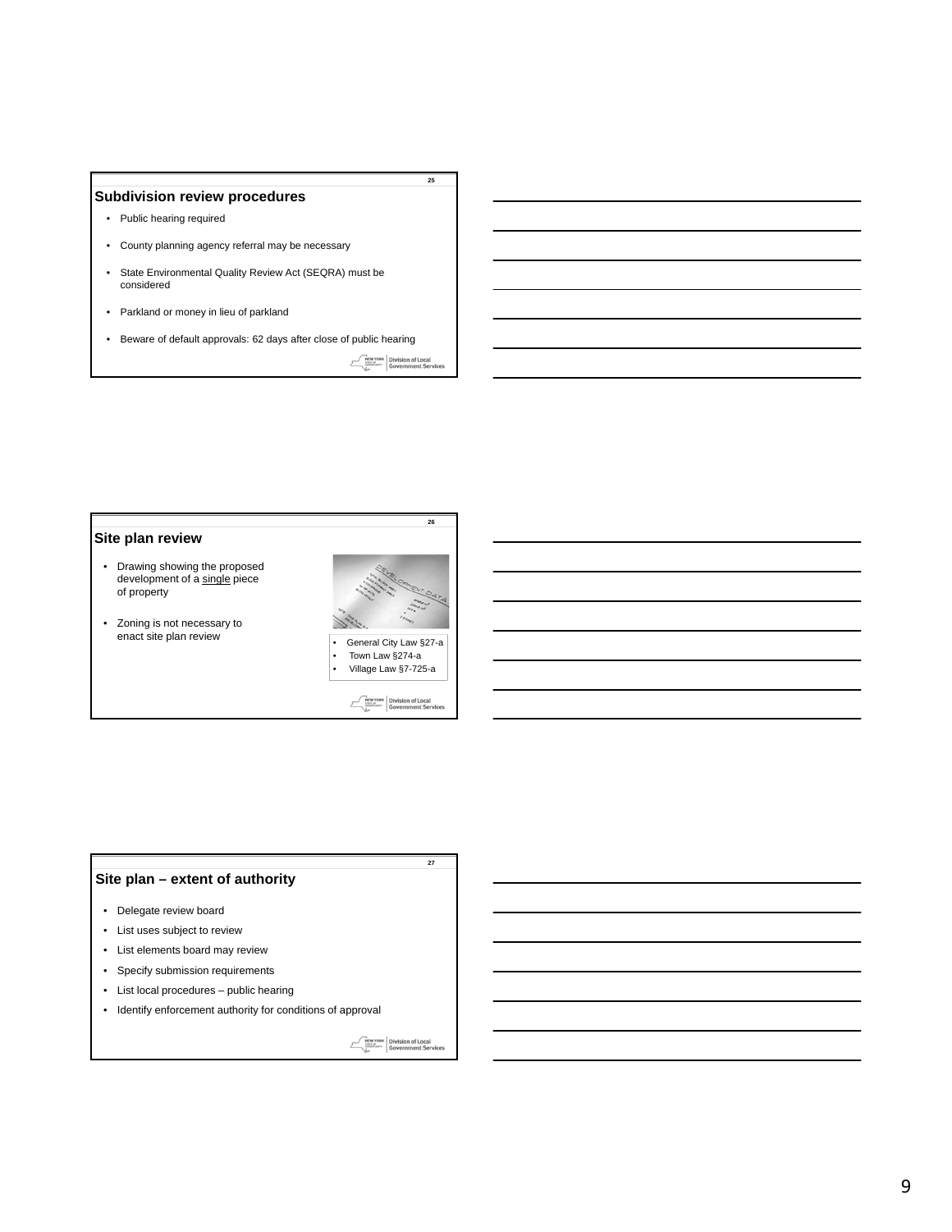## Subdivision review procedures

- Public hearing required
- County planning agency referral may be necessary
- State Environmental Quality Review Act (SEQRA) must be considered
- Parkland or money in lieu of parkland
- Beware of default approvals: 62 days after close of public hearing

## Site plan review

- Drawing showing the proposed development of a single piece of property
- Zoning is not necessary to enact site plan review

- General City Law §27-a
- Town Law §274-a
- Village Law §7-725-a

## Site plan – extent of authority

- Delegate review board
- List uses subject to review
- List elements board may review
- Specify submission requirements
- List local procedures – public hearing
- Identify enforcement authority for conditions of approval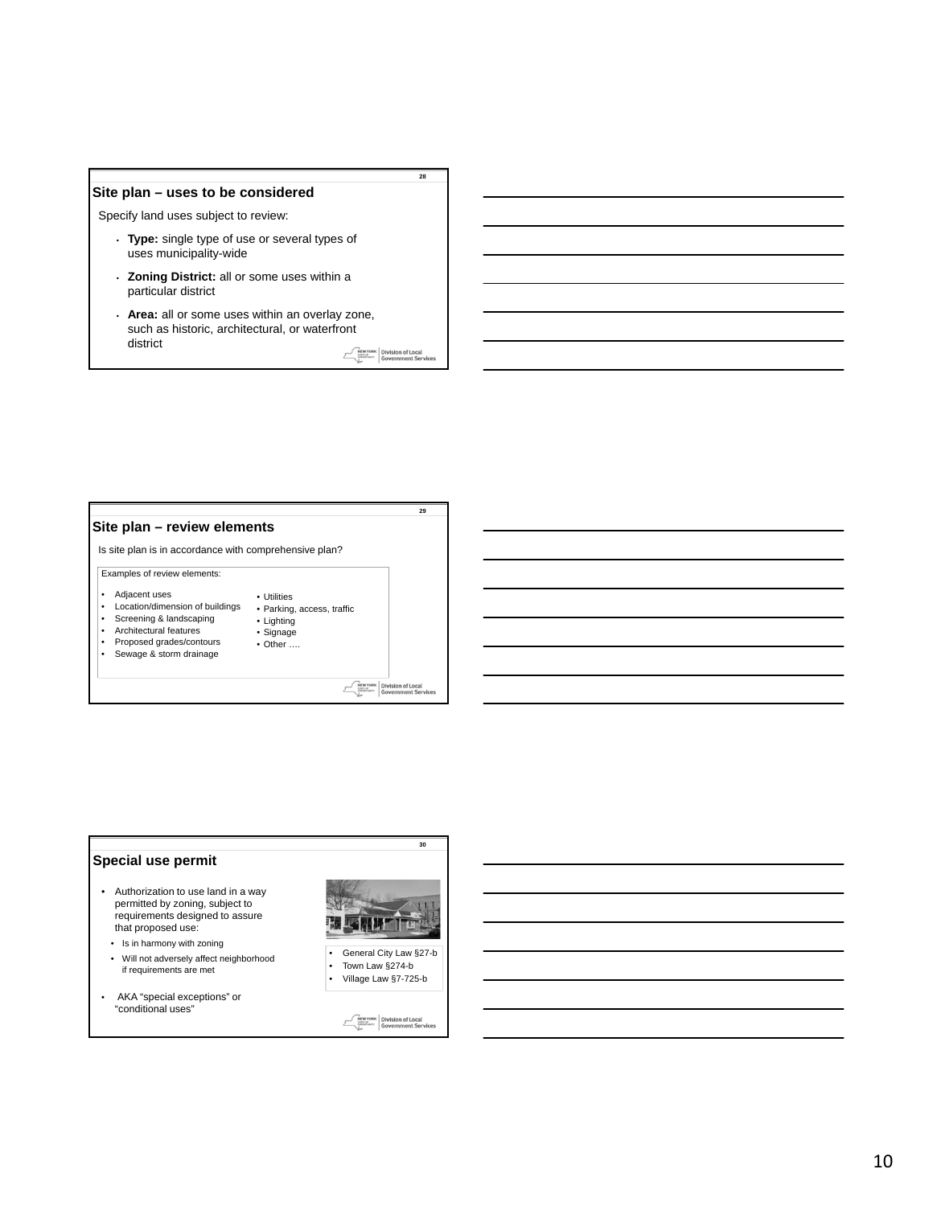## Site plan – uses to be considered

Specify land uses subject to review:

- **Type:** single type of use or several types of uses municipality-wide
- **Zoning District:** all or some uses within a particular district
- **Area:** all or some uses within an overlay zone, such as historic, architectural, or waterfront district

## Site plan – review elements

Is site plan is in accordance with comprehensive plan?

Examples of review elements:

- Adjacent uses
- Location/dimension of buildings
- Screening & landscaping
- Architectural features
- Proposed grades/contours
- Sewage & storm drainage
- Utilities
- Parking, access, traffic
- Lighting
- Signage
- Other ….

## Special use permit

- Authorization to use land in a way permitted by zoning, subject to requirements designed to assure that proposed use:
  - Is in harmony with zoning
  - Will not adversely affect neighborhood if requirements are met
- AKA "special exceptions" or "conditional uses"

- General City Law §27-b
- Town Law §274-b
- Village Law §7-725-b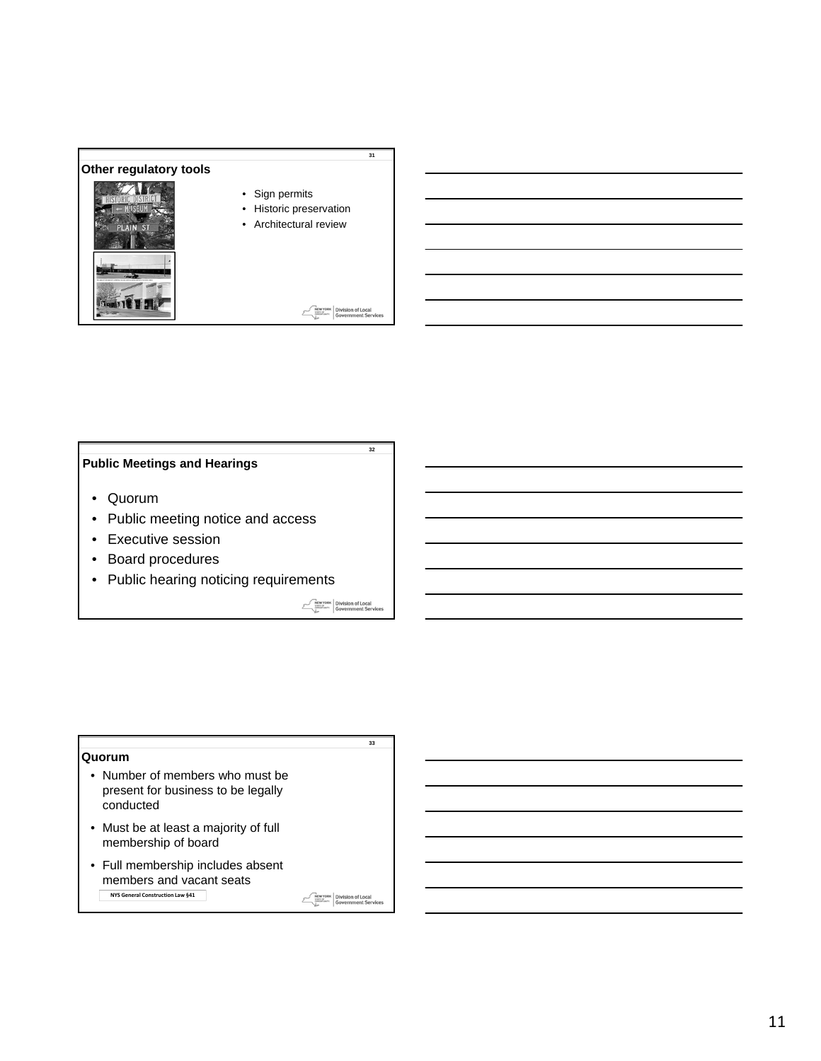## Other regulatory tools

- Sign permits
- Historic preservation
- Architectural review

## Public Meetings and Hearings

- Quorum
- Public meeting notice and access
- Executive session
- Board procedures
- Public hearing noticing requirements

## Quorum

- Number of members who must be present for business to be legally conducted
- Must be at least a majority of full membership of board
- Full membership includes absent members and vacant seats

NYS General Construction Law §41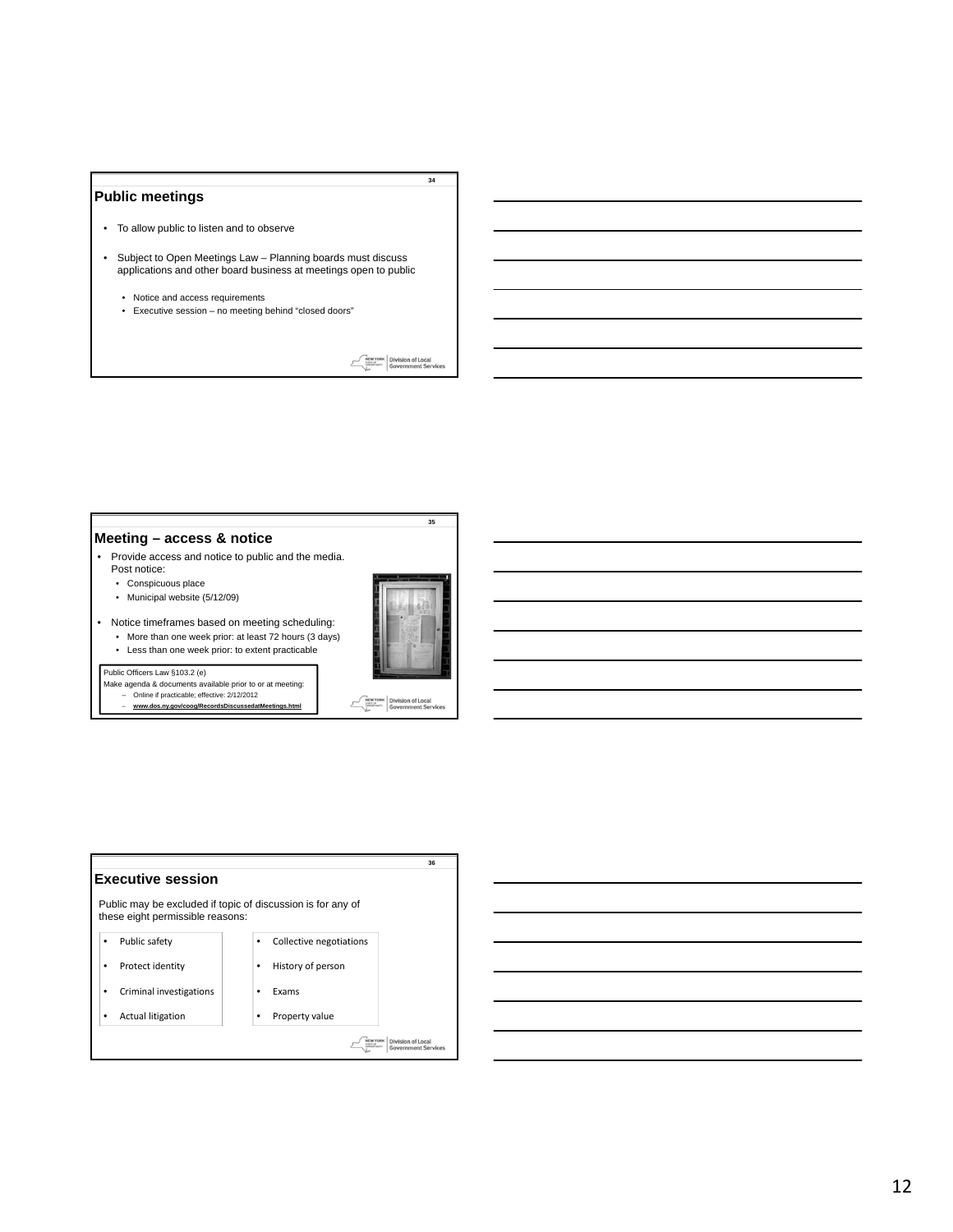## Public meetings

- To allow public to listen and to observe
- Subject to Open Meetings Law – Planning boards must discuss applications and other board business at meetings open to public
  - Notice and access requirements
  - Executive session – no meeting behind "closed doors"

## Meeting – access & notice

- Provide access and notice to public and the media. Post notice:
  - Conspicuous place
  - Municipal website (5/12/09)
- Notice timeframes based on meeting scheduling:
  - More than one week prior: at least 72 hours (3 days)
  - Less than one week prior: to extent practicable

Public Officers Law §103.2 (e)
Make agenda & documents available prior to or at meeting:
- Online if practicable; effective: 2/12/2012
- **www.dos.ny.gov/coog/RecordsDiscussedatMeetings.html**

## Executive session

Public may be excluded if topic of discussion is for any of these eight permissible reasons:

- Public safety
- Protect identity
- Criminal investigations
- Actual litigation
- Collective negotiations
- History of person
- Exams
- Property value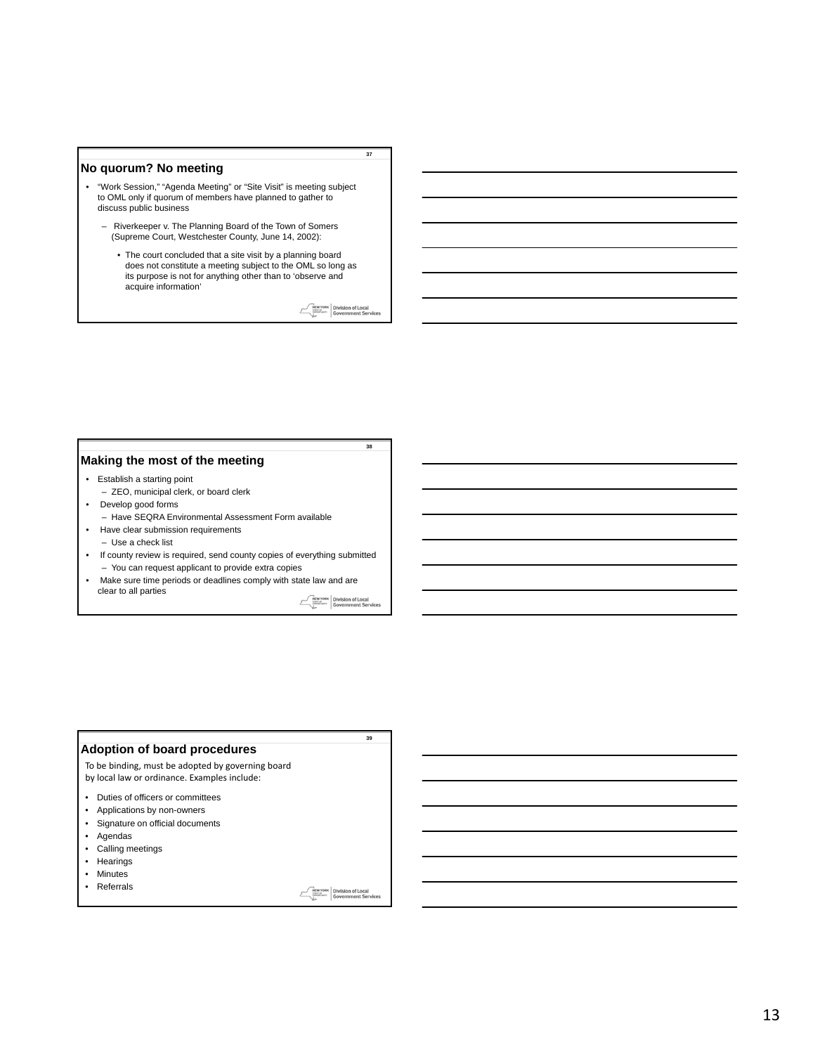## No quorum? No meeting

- "Work Session," "Agenda Meeting" or "Site Visit" is meeting subject to OML only if quorum of members have planned to gather to discuss public business
  - Riverkeeper v. The Planning Board of the Town of Somers (Supreme Court, Westchester County, June 14, 2002):
    - The court concluded that a site visit by a planning board does not constitute a meeting subject to the OML so long as its purpose is not for anything other than to 'observe and acquire information'

## Making the most of the meeting

- Establish a starting point
  - ZEO, municipal clerk, or board clerk
- Develop good forms
  - Have SEQRA Environmental Assessment Form available
- Have clear submission requirements
  - Use a check list
- If county review is required, send county copies of everything submitted
  - You can request applicant to provide extra copies
- Make sure time periods or deadlines comply with state law and are clear to all parties

## Adoption of board procedures

To be binding, must be adopted by governing board by local law or ordinance. Examples include:

- Duties of officers or committees
- Applications by non-owners
- Signature on official documents
- Agendas
- Calling meetings
- Hearings
- Minutes
- Referrals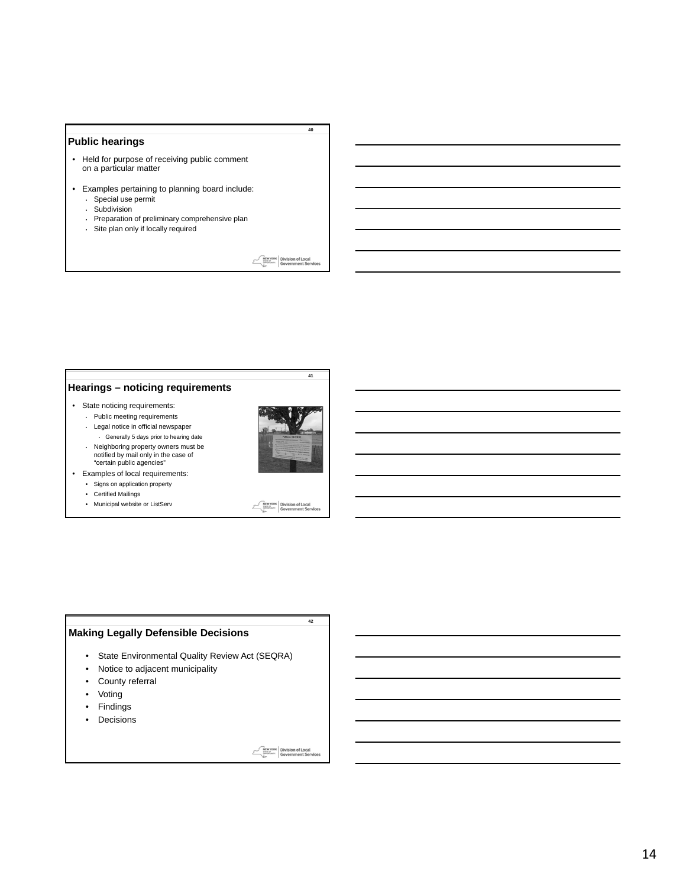## Public hearings

- Held for purpose of receiving public comment on a particular matter
- Examples pertaining to planning board include:
  - Special use permit
  - Subdivision
  - Preparation of preliminary comprehensive plan
  - Site plan only if locally required

## Hearings – noticing requirements

- State noticing requirements:
  - Public meeting requirements
  - Legal notice in official newspaper
    - Generally 5 days prior to hearing date
  - Neighboring property owners must be notified by mail only in the case of "certain public agencies"
- Examples of local requirements:
  - Signs on application property
  - Certified Mailings
  - Municipal website or ListServ

## Making Legally Defensible Decisions

- State Environmental Quality Review Act (SEQRA)
- Notice to adjacent municipality
- County referral
- Voting
- Findings
- Decisions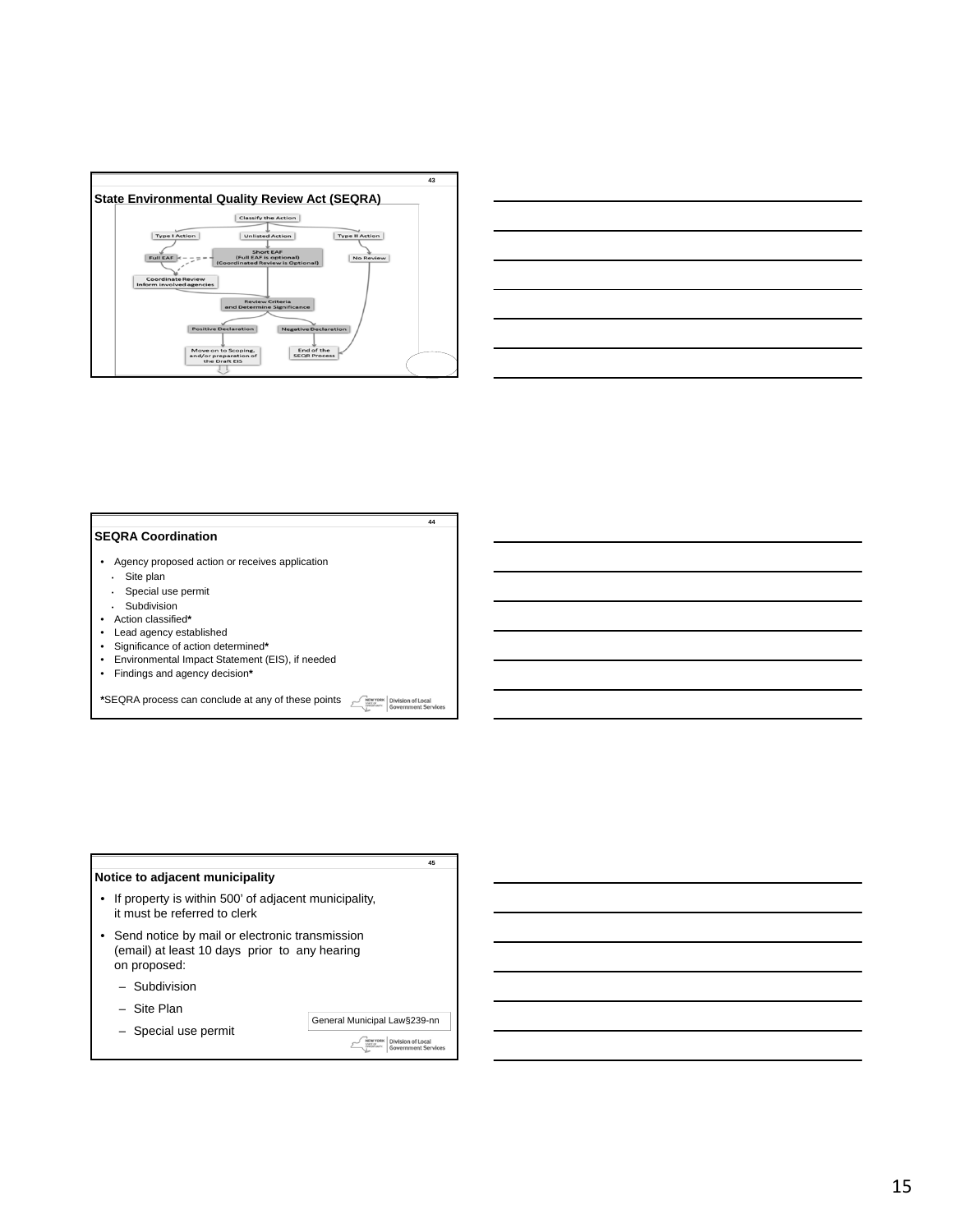## State Environmental Quality Review Act (SEQRA)

Classify the Action

Type I Action | Unlisted Action | Type II Action

Full EAF | Short EAF (Full EAF is optional) (Coordinated Review is Optional) | No Review

Coordinate Review Inform involved agencies

Review Criteria and Determine Significance

Positive Declaration | Negative Declaration

Move on to Scoping, and/or preparation of the Draft EIS | End of the SEQR Process

## SEQRA Coordination

- Agency proposed action or receives application
  - Site plan
  - Special use permit
  - Subdivision
- Action classified*
- Lead agency established
- Significance of action determined*
- Environmental Impact Statement (EIS), if needed
- Findings and agency decision*

*SEQRA process can conclude at any of these points

## Notice to adjacent municipality

- If property is within 500' of adjacent municipality, it must be referred to clerk
- Send notice by mail or electronic transmission (email) at least 10 days prior to any hearing on proposed:
  - Subdivision
  - Site Plan
  - Special use permit

General Municipal Law§239-nn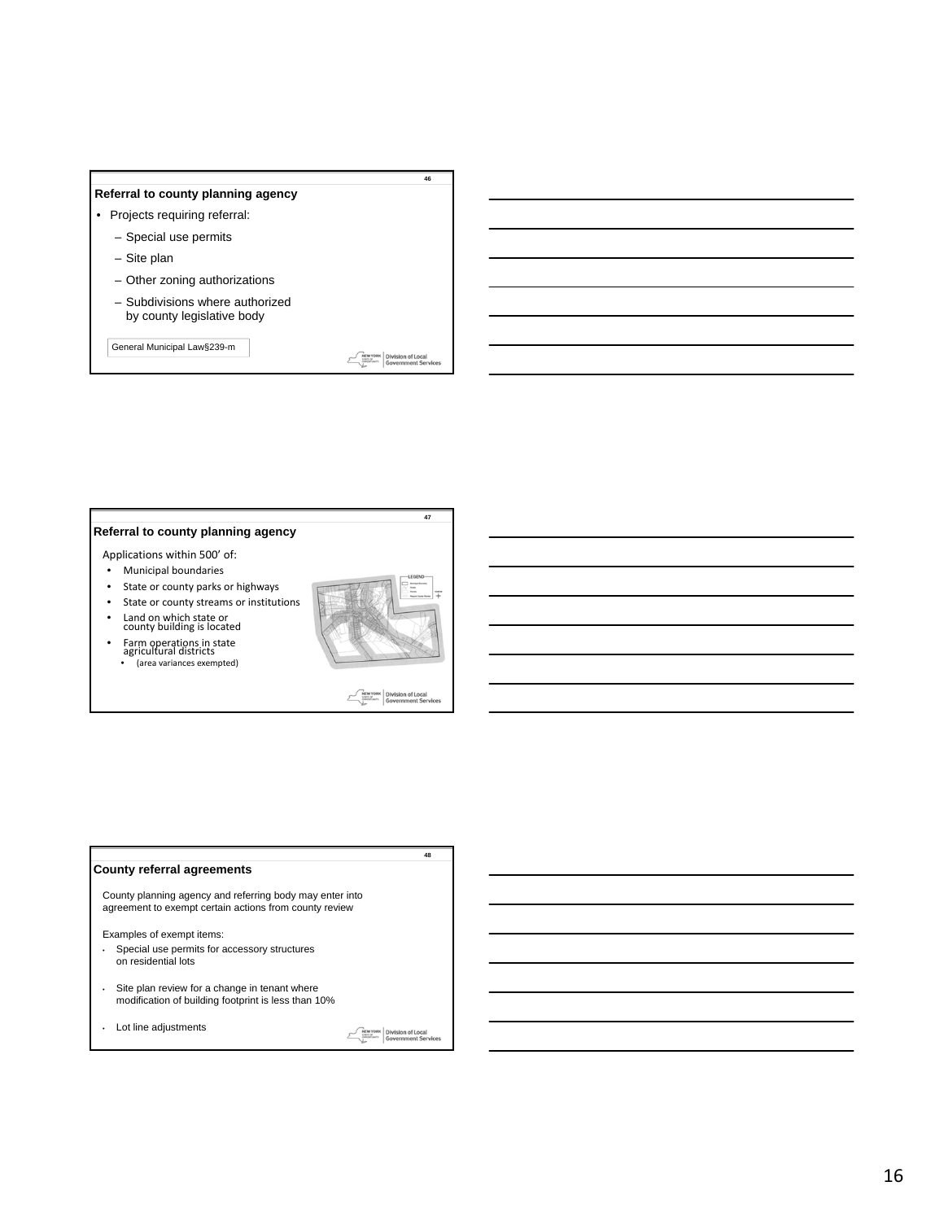## Referral to county planning agency

- Projects requiring referral:
  - Special use permits
  - Site plan
  - Other zoning authorizations
  - Subdivisions where authorized by county legislative body

General Municipal Law§239-m

## Referral to county planning agency

Applications within 500' of:

- Municipal boundaries
- State or county parks or highways
- State or county streams or institutions
- Land on which state or county building is located
- Farm operations in state agricultural districts
  - (area variances exempted)

## County referral agreements

County planning agency and referring body may enter into agreement to exempt certain actions from county review

Examples of exempt items:

- Special use permits for accessory structures on residential lots
- Site plan review for a change in tenant where modification of building footprint is less than 10%
- Lot line adjustments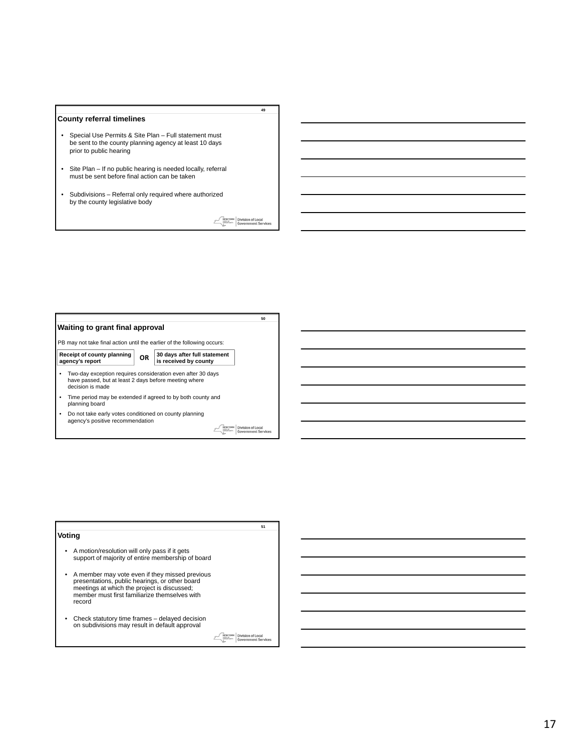## County referral timelines

- Special Use Permits & Site Plan – Full statement must be sent to the county planning agency at least 10 days prior to public hearing
- Site Plan – If no public hearing is needed locally, referral must be sent before final action can be taken
- Subdivisions – Referral only required where authorized by the county legislative body

## Waiting to grant final approval

PB may not take final action until the earlier of the following occurs:

| Receipt of county planning agency's report | OR | 30 days after full statement is received by county |
|---|---|---|

- Two-day exception requires consideration even after 30 days have passed, but at least 2 days before meeting where decision is made
- Time period may be extended if agreed to by both county and planning board
- Do not take early votes conditioned on county planning agency's positive recommendation

## Voting

- A motion/resolution will only pass if it gets support of majority of entire membership of board
- A member may vote even if they missed previous presentations, public hearings, or other board meetings at which the project is discussed; member must first familiarize themselves with record
- Check statutory time frames – delayed decision on subdivisions may result in default approval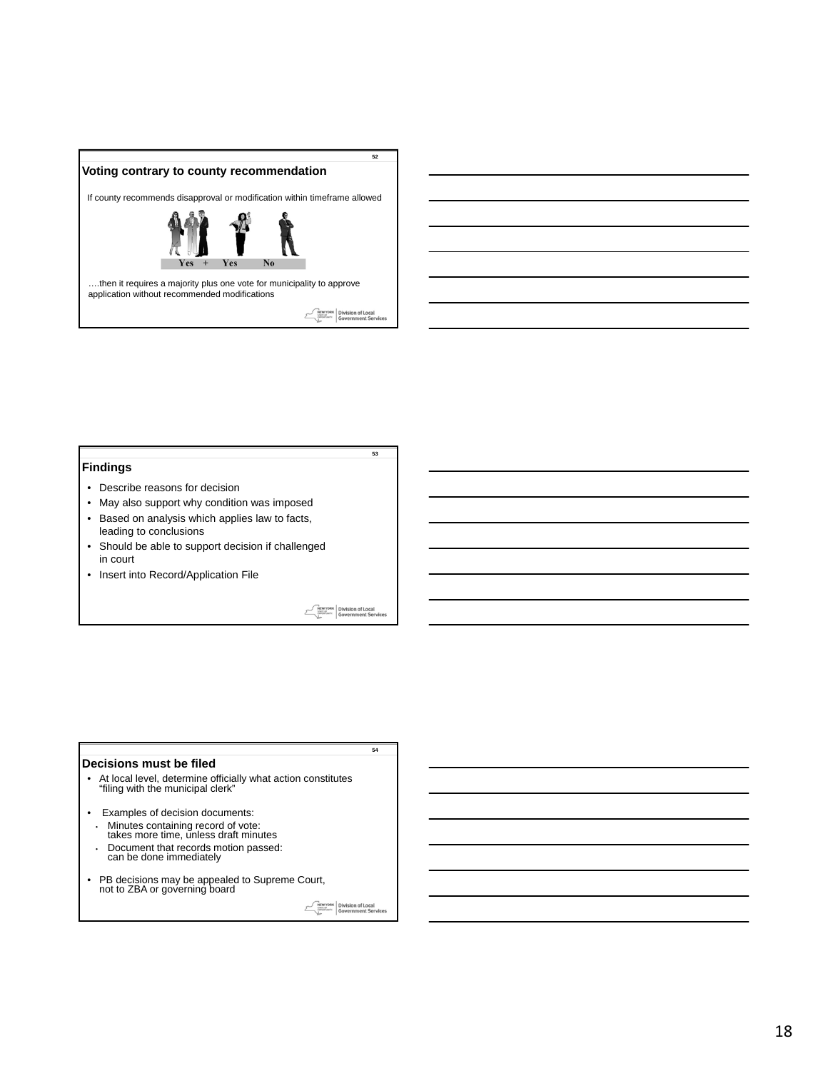## Voting contrary to county recommendation

If county recommends disapproval or modification within timeframe allowed

Yes + Yes No

….then it requires a majority plus one vote for municipality to approve application without recommended modifications

## Findings

- Describe reasons for decision
- May also support why condition was imposed
- Based on analysis which applies law to facts, leading to conclusions
- Should be able to support decision if challenged in court
- Insert into Record/Application File

## Decisions must be filed

- At local level, determine officially what action constitutes "filing with the municipal clerk"
- Examples of decision documents:
  - Minutes containing record of vote: takes more time, unless draft minutes
  - Document that records motion passed: can be done immediately
- PB decisions may be appealed to Supreme Court, not to ZBA or governing board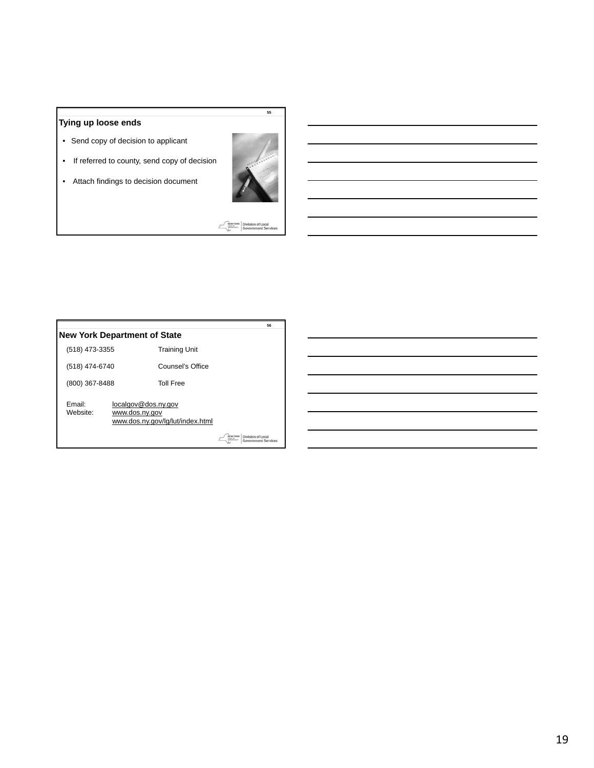## Tying up loose ends

- Send copy of decision to applicant
- If referred to county, send copy of decision
- Attach findings to decision document

## New York Department of State

| | |
|---|---|
| (518) 473-3355 | Training Unit |
| (518) 474-6740 | Counsel's Office |
| (800) 367-8488 | Toll Free |

Email: localgov@dos.ny.gov
Website: www.dos.ny.gov
www.dos.ny.gov/lg/lut/index.html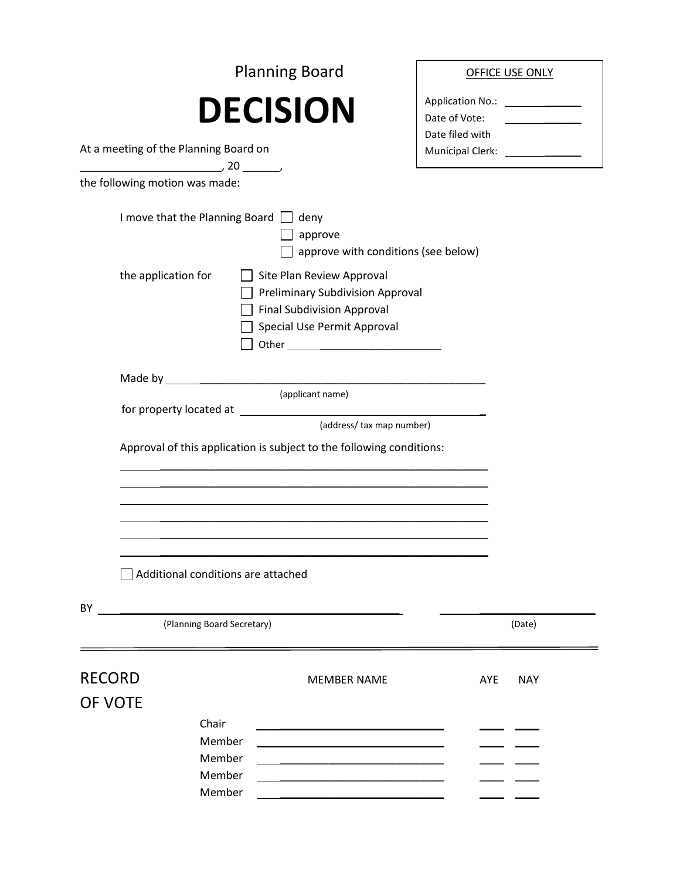Planning Board

# DECISION

| OFFICE USE ONLY |
|---|
| Application No.: ______________ |
| Date of Vote: ______________ |
| Date filed with Municipal Clerk: ______________ |

At a meeting of the Planning Board on ______________________, 20 ______, the following motion was made:

I move that the Planning Board ☐ deny
☐ approve
☐ approve with conditions (see below)

the application for ☐ Site Plan Review Approval
☐ Preliminary Subdivision Approval
☐ Final Subdivision Approval
☐ Special Use Permit Approval
☐ Other ____________________________

Made by ______________________________________________________
(applicant name)

for property located at ______________________________________________
(address/ tax map number)

Approval of this application is subject to the following conditions:

______________________________________________________________

______________________________________________________________

______________________________________________________________

______________________________________________________________

______________________________________________________________

______________________________________________________________

☐ Additional conditions are attached

BY ______________________________________________ ______________________
(Planning Board Secretary) (Date)

---

## RECORD OF VOTE

| | MEMBER NAME | AYE | NAY |
|---|---|---|---|
| Chair | ______________________ | ____ | ____ |
| Member | ______________________ | ____ | ____ |
| Member | ______________________ | ____ | ____ |
| Member | ______________________ | ____ | ____ |
| Member | ______________________ | ____ | ____ |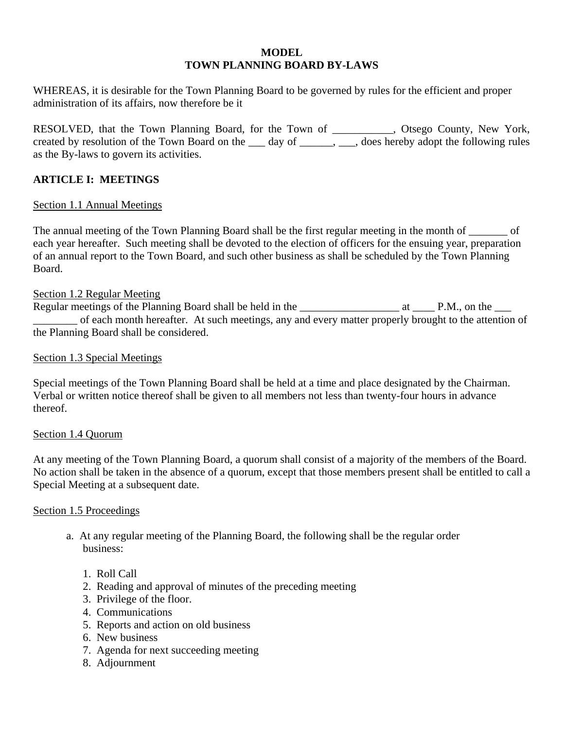**MODEL**
**TOWN PLANNING BOARD BY-LAWS**

WHEREAS, it is desirable for the Town Planning Board to be governed by rules for the efficient and proper administration of its affairs, now therefore be it

RESOLVED, that the Town Planning Board, for the Town of ___________, Otsego County, New York, created by resolution of the Town Board on the ___ day of ______, ___, does hereby adopt the following rules as the By-laws to govern its activities.

## ARTICLE I: MEETINGS

Section 1.1 Annual Meetings

The annual meeting of the Town Planning Board shall be the first regular meeting in the month of _______ of each year hereafter. Such meeting shall be devoted to the election of officers for the ensuing year, preparation of an annual report to the Town Board, and such other business as shall be scheduled by the Town Planning Board.

Section 1.2 Regular Meeting

Regular meetings of the Planning Board shall be held in the __________________ at ____ P.M., on the ___ ________ of each month hereafter. At such meetings, any and every matter properly brought to the attention of the Planning Board shall be considered.

Section 1.3 Special Meetings

Special meetings of the Town Planning Board shall be held at a time and place designated by the Chairman. Verbal or written notice thereof shall be given to all members not less than twenty-four hours in advance thereof.

Section 1.4 Quorum

At any meeting of the Town Planning Board, a quorum shall consist of a majority of the members of the Board. No action shall be taken in the absence of a quorum, except that those members present shall be entitled to call a Special Meeting at a subsequent date.

Section 1.5 Proceedings

a. At any regular meeting of the Planning Board, the following shall be the regular order business:

1. Roll Call
2. Reading and approval of minutes of the preceding meeting
3. Privilege of the floor.
4. Communications
5. Reports and action on old business
6. New business
7. Agenda for next succeeding meeting
8. Adjournment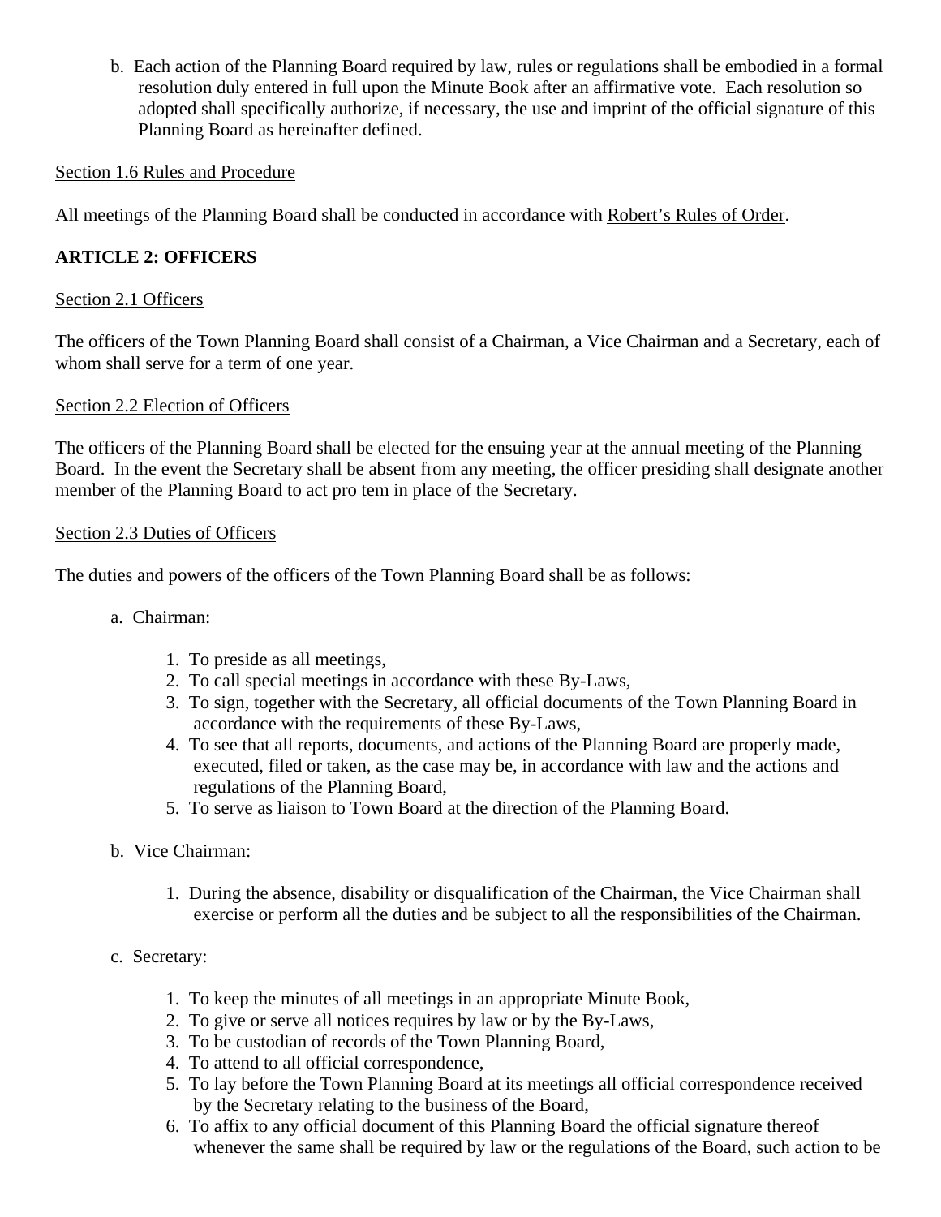b. Each action of the Planning Board required by law, rules or regulations shall be embodied in a formal resolution duly entered in full upon the Minute Book after an affirmative vote. Each resolution so adopted shall specifically authorize, if necessary, the use and imprint of the official signature of this Planning Board as hereinafter defined.

Section 1.6 Rules and Procedure

All meetings of the Planning Board shall be conducted in accordance with Robert's Rules of Order.

**ARTICLE 2: OFFICERS**

Section 2.1 Officers

The officers of the Town Planning Board shall consist of a Chairman, a Vice Chairman and a Secretary, each of whom shall serve for a term of one year.

Section 2.2 Election of Officers

The officers of the Planning Board shall be elected for the ensuing year at the annual meeting of the Planning Board. In the event the Secretary shall be absent from any meeting, the officer presiding shall designate another member of the Planning Board to act pro tem in place of the Secretary.

Section 2.3 Duties of Officers

The duties and powers of the officers of the Town Planning Board shall be as follows:

a. Chairman:

1. To preside as all meetings,
2. To call special meetings in accordance with these By-Laws,
3. To sign, together with the Secretary, all official documents of the Town Planning Board in accordance with the requirements of these By-Laws,
4. To see that all reports, documents, and actions of the Planning Board are properly made, executed, filed or taken, as the case may be, in accordance with law and the actions and regulations of the Planning Board,
5. To serve as liaison to Town Board at the direction of the Planning Board.

b. Vice Chairman:

1. During the absence, disability or disqualification of the Chairman, the Vice Chairman shall exercise or perform all the duties and be subject to all the responsibilities of the Chairman.

c. Secretary:

1. To keep the minutes of all meetings in an appropriate Minute Book,
2. To give or serve all notices requires by law or by the By-Laws,
3. To be custodian of records of the Town Planning Board,
4. To attend to all official correspondence,
5. To lay before the Town Planning Board at its meetings all official correspondence received by the Secretary relating to the business of the Board,
6. To affix to any official document of this Planning Board the official signature thereof whenever the same shall be required by law or the regulations of the Board, such action to be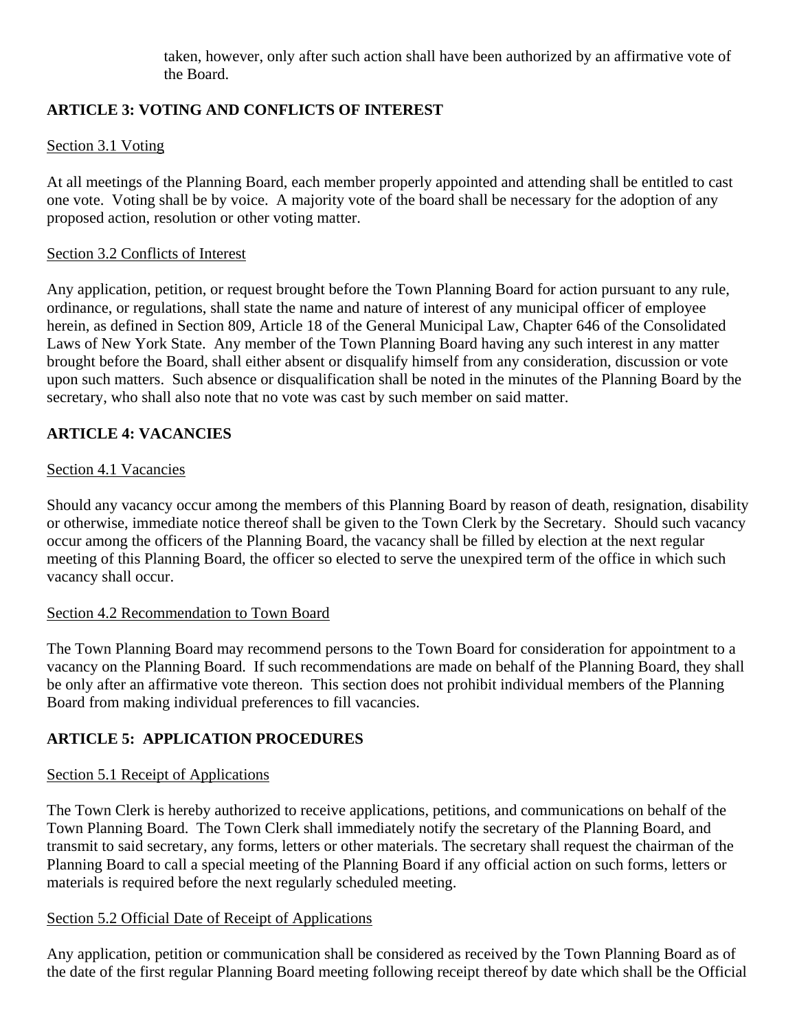taken, however, only after such action shall have been authorized by an affirmative vote of the Board.

## ARTICLE 3: VOTING AND CONFLICTS OF INTEREST

Section 3.1 Voting

At all meetings of the Planning Board, each member properly appointed and attending shall be entitled to cast one vote. Voting shall be by voice. A majority vote of the board shall be necessary for the adoption of any proposed action, resolution or other voting matter.

Section 3.2 Conflicts of Interest

Any application, petition, or request brought before the Town Planning Board for action pursuant to any rule, ordinance, or regulations, shall state the name and nature of interest of any municipal officer of employee herein, as defined in Section 809, Article 18 of the General Municipal Law, Chapter 646 of the Consolidated Laws of New York State. Any member of the Town Planning Board having any such interest in any matter brought before the Board, shall either absent or disqualify himself from any consideration, discussion or vote upon such matters. Such absence or disqualification shall be noted in the minutes of the Planning Board by the secretary, who shall also note that no vote was cast by such member on said matter.

## ARTICLE 4: VACANCIES

Section 4.1 Vacancies

Should any vacancy occur among the members of this Planning Board by reason of death, resignation, disability or otherwise, immediate notice thereof shall be given to the Town Clerk by the Secretary. Should such vacancy occur among the officers of the Planning Board, the vacancy shall be filled by election at the next regular meeting of this Planning Board, the officer so elected to serve the unexpired term of the office in which such vacancy shall occur.

Section 4.2 Recommendation to Town Board

The Town Planning Board may recommend persons to the Town Board for consideration for appointment to a vacancy on the Planning Board. If such recommendations are made on behalf of the Planning Board, they shall be only after an affirmative vote thereon. This section does not prohibit individual members of the Planning Board from making individual preferences to fill vacancies.

## ARTICLE 5: APPLICATION PROCEDURES

Section 5.1 Receipt of Applications

The Town Clerk is hereby authorized to receive applications, petitions, and communications on behalf of the Town Planning Board. The Town Clerk shall immediately notify the secretary of the Planning Board, and transmit to said secretary, any forms, letters or other materials. The secretary shall request the chairman of the Planning Board to call a special meeting of the Planning Board if any official action on such forms, letters or materials is required before the next regularly scheduled meeting.

Section 5.2 Official Date of Receipt of Applications

Any application, petition or communication shall be considered as received by the Town Planning Board as of the date of the first regular Planning Board meeting following receipt thereof by date which shall be the Official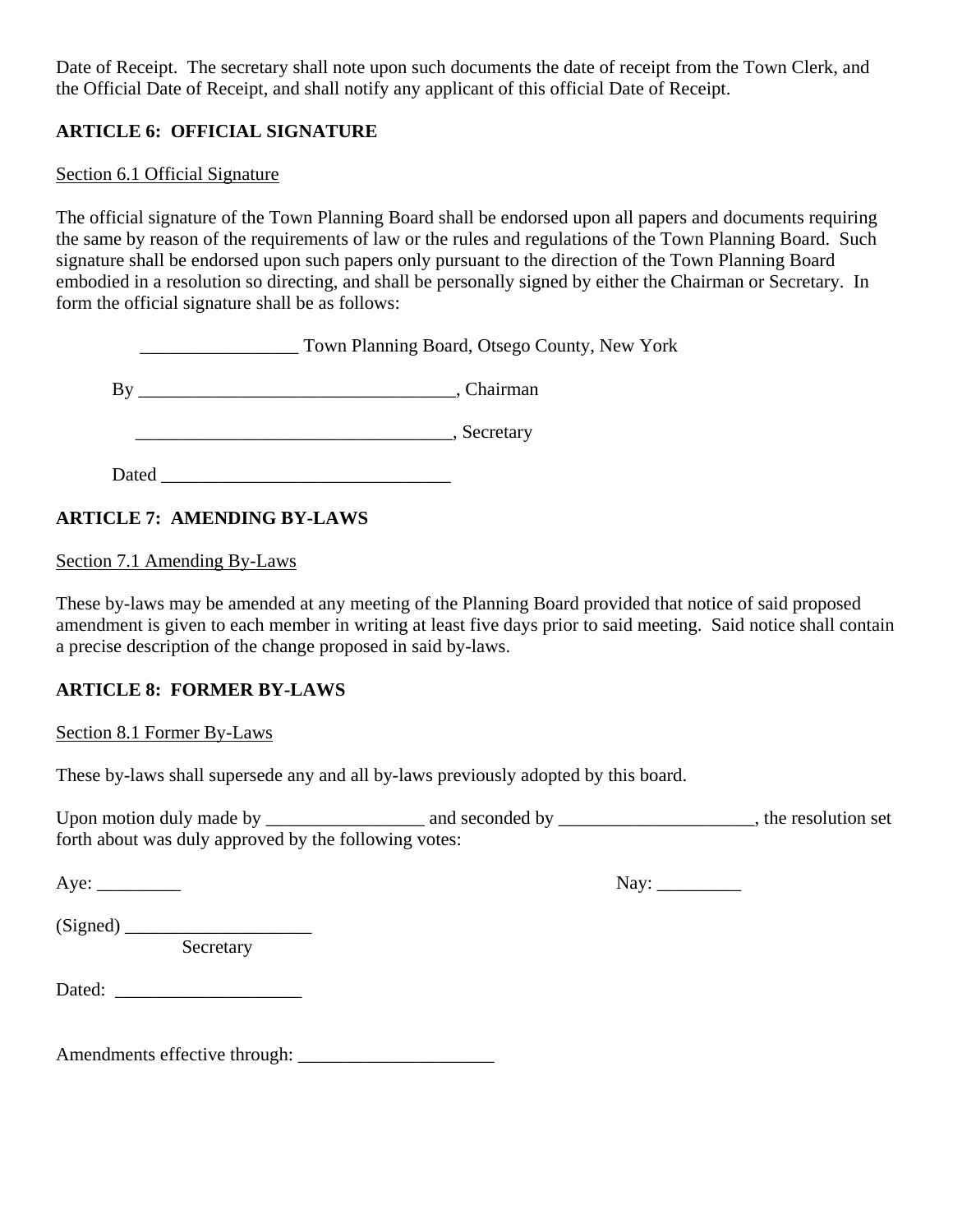Date of Receipt. The secretary shall note upon such documents the date of receipt from the Town Clerk, and the Official Date of Receipt, and shall notify any applicant of this official Date of Receipt.

## ARTICLE 6: OFFICIAL SIGNATURE

Section 6.1 Official Signature

The official signature of the Town Planning Board shall be endorsed upon all papers and documents requiring the same by reason of the requirements of law or the rules and regulations of the Town Planning Board. Such signature shall be endorsed upon such papers only pursuant to the direction of the Town Planning Board embodied in a resolution so directing, and shall be personally signed by either the Chairman or Secretary. In form the official signature shall be as follows:

_________________ Town Planning Board, Otsego County, New York

By __________________________________, Chairman

__________________________________, Secretary

Dated _______________________________

## ARTICLE 7: AMENDING BY-LAWS

Section 7.1 Amending By-Laws

These by-laws may be amended at any meeting of the Planning Board provided that notice of said proposed amendment is given to each member in writing at least five days prior to said meeting. Said notice shall contain a precise description of the change proposed in said by-laws.

## ARTICLE 8: FORMER BY-LAWS

Section 8.1 Former By-Laws

These by-laws shall supersede any and all by-laws previously adopted by this board.

Upon motion duly made by _________________ and seconded by _____________________, the resolution set forth about was duly approved by the following votes:

Aye: _________ Nay: _________

(Signed) ____________________
Secretary

Dated: ____________________

Amendments effective through: _____________________